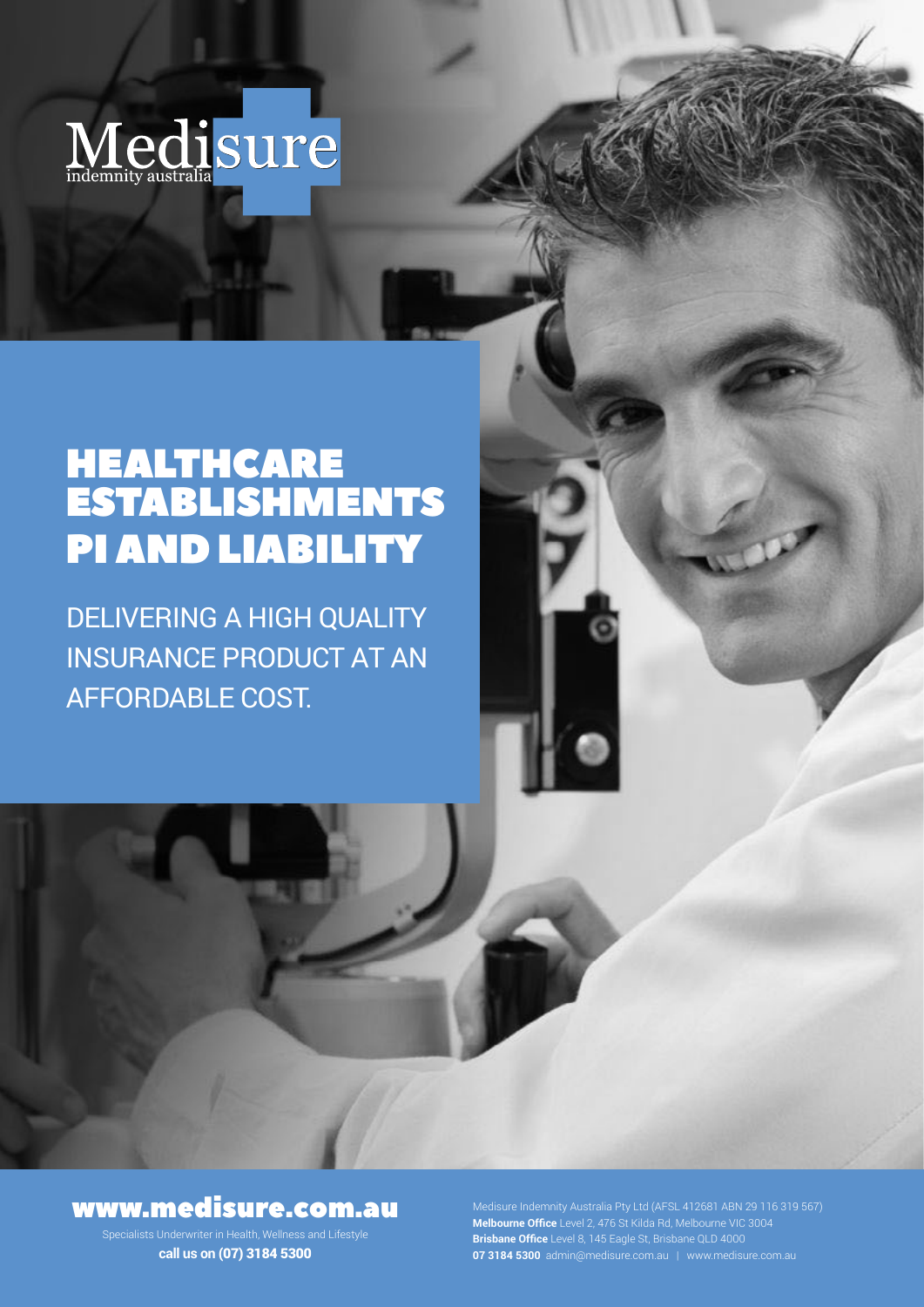Medisure
indemnity australia

# HEALTHCARE ESTABLISHMENTS PI AND LIABILITY

DELIVERING A HIGH QUALITY INSURANCE PRODUCT AT AN AFFORDABLE COST.

**www.medisure.com.au**

Specialists Underwriter in Health, Wellness and Lifestyle

**call us on (07) 3184 5300**

Medisure Indemnity Australia Pty Ltd (AFSL 412681 ABN 29 116 319 567)
**Melbourne Office** Level 2, 476 St Kilda Rd, Melbourne VIC 3004
**Brisbane Office** Level 8, 145 Eagle St, Brisbane QLD 4000
**07 3184 5300** admin@medisure.com.au | www.medisure.com.au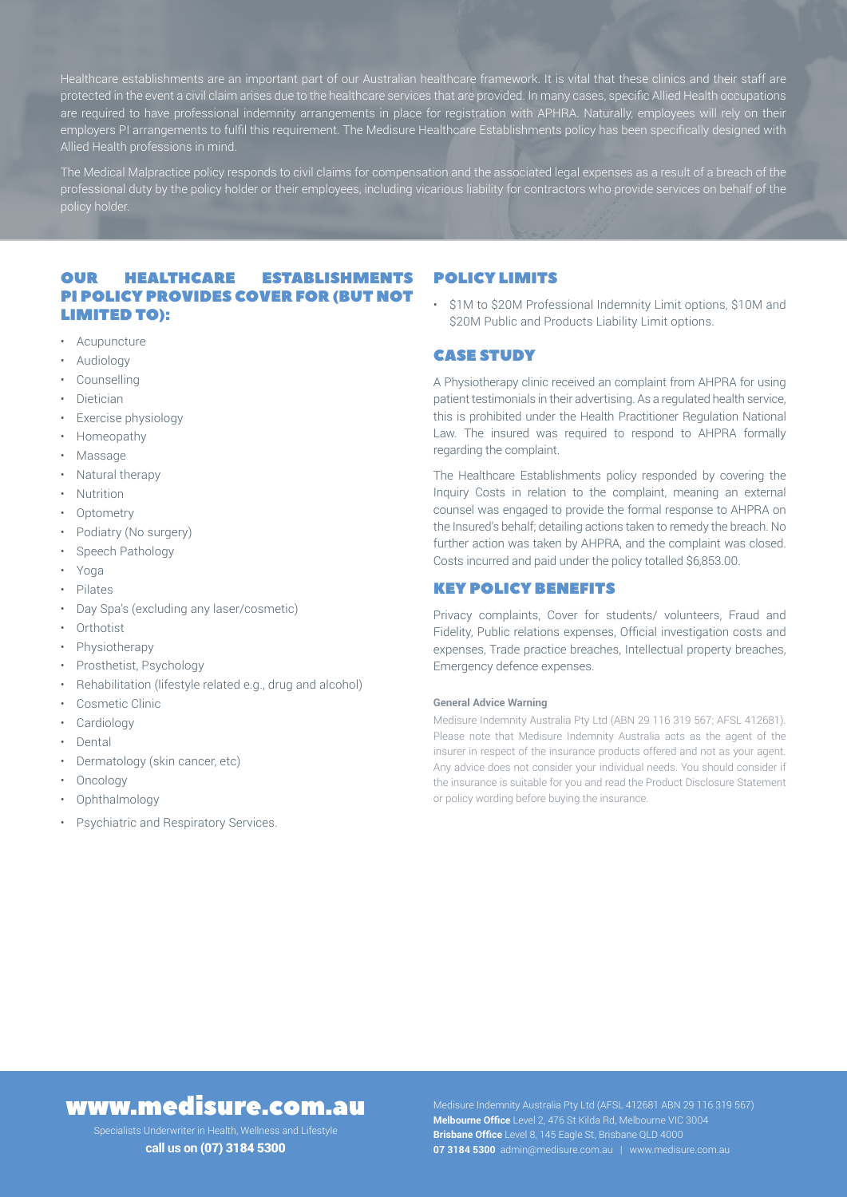Healthcare establishments are an important part of our Australian healthcare framework. It is vital that these clinics and their staff are protected in the event a civil claim arises due to the healthcare services that are provided. In many cases, specific Allied Health occupations are required to have professional indemnity arrangements in place for registration with APHRA. Naturally, employees will rely on their employers PI arrangements to fulfil this requirement. The Medisure Healthcare Establishments policy has been specifically designed with Allied Health professions in mind.

The Medical Malpractice policy responds to civil claims for compensation and the associated legal expenses as a result of a breach of the professional duty by the policy holder or their employees, including vicarious liability for contractors who provide services on behalf of the policy holder.

## OUR HEALTHCARE ESTABLISHMENTS PI POLICY PROVIDES COVER FOR (BUT NOT LIMITED TO):

- Acupuncture
- Audiology
- Counselling
- Dietician
- Exercise physiology
- Homeopathy
- Massage
- Natural therapy
- Nutrition
- Optometry
- Podiatry (No surgery)
- Speech Pathology
- Yoga
- Pilates
- Day Spa's (excluding any laser/cosmetic)
- Orthotist
- Physiotherapy
- Prosthetist, Psychology
- Rehabilitation (lifestyle related e.g., drug and alcohol)
- Cosmetic Clinic
- Cardiology
- Dental
- Dermatology (skin cancer, etc)
- Oncology
- Ophthalmology
- Psychiatric and Respiratory Services.

## POLICY LIMITS

- $1M to $20M Professional Indemnity Limit options, $10M and $20M Public and Products Liability Limit options.

## CASE STUDY

A Physiotherapy clinic received an complaint from AHPRA for using patient testimonials in their advertising. As a regulated health service, this is prohibited under the Health Practitioner Regulation National Law. The insured was required to respond to AHPRA formally regarding the complaint.

The Healthcare Establishments policy responded by covering the Inquiry Costs in relation to the complaint, meaning an external counsel was engaged to provide the formal response to AHPRA on the Insured's behalf; detailing actions taken to remedy the breach. No further action was taken by AHPRA, and the complaint was closed. Costs incurred and paid under the policy totalled $6,853.00.

## KEY POLICY BENEFITS

Privacy complaints, Cover for students/ volunteers, Fraud and Fidelity, Public relations expenses, Official investigation costs and expenses, Trade practice breaches, Intellectual property breaches, Emergency defence expenses.

**General Advice Warning**

Medisure Indemnity Australia Pty Ltd (ABN 29 116 319 567; AFSL 412681). Please note that Medisure Indemnity Australia acts as the agent of the insurer in respect of the insurance products offered and not as your agent. Any advice does not consider your individual needs. You should consider if the insurance is suitable for you and read the Product Disclosure Statement or policy wording before buying the insurance.

**www.medisure.com.au**

Specialists Underwriter in Health, Wellness and Lifestyle

**call us on (07) 3184 5300**

Medisure Indemnity Australia Pty Ltd (AFSL 412681 ABN 29 116 319 567)
**Melbourne Office** Level 2, 476 St Kilda Rd, Melbourne VIC 3004
**Brisbane Office** Level 8, 145 Eagle St, Brisbane QLD 4000
**07 3184 5300** admin@medisure.com.au | www.medisure.com.au